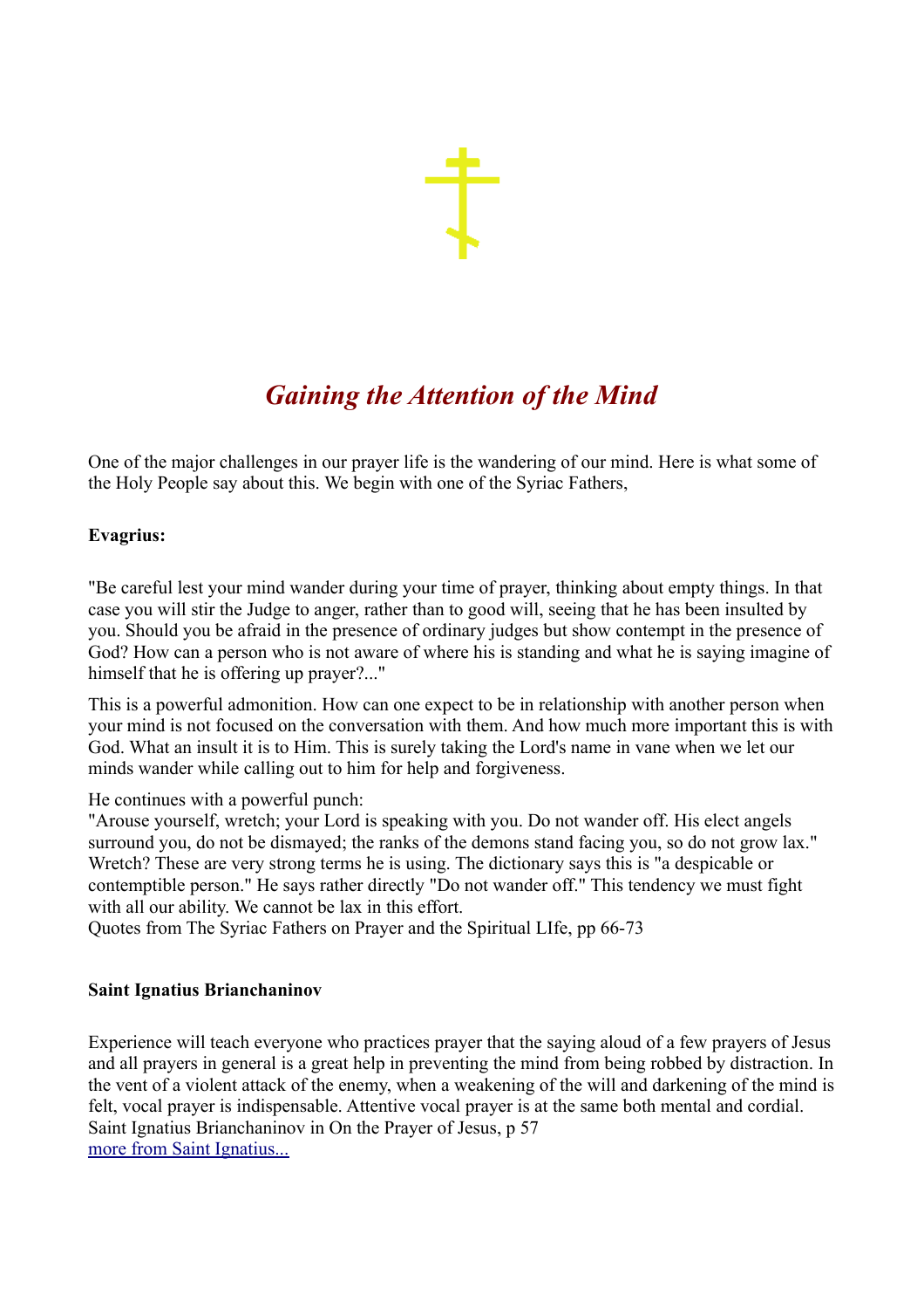# *Gaining the Attention of the Mind*

One of the major challenges in our prayer life is the wandering of our mind. Here is what some of the Holy People say about this. We begin with one of the Syriac Fathers,

**Evagrius:**

"Be careful lest your mind wander during your time of prayer, thinking about empty things. In that case you will stir the Judge to anger, rather than to good will, seeing that he has been insulted by you. Should you be afraid in the presence of ordinary judges but show contempt in the presence of God? How can a person who is not aware of where his is standing and what he is saying imagine of himself that he is offering up prayer?..."

This is a powerful admonition. How can one expect to be in relationship with another person when your mind is not focused on the conversation with them. And how much more important this is with God. What an insult it is to Him. This is surely taking the Lord's name in vane when we let our minds wander while calling out to him for help and forgiveness.

He continues with a powerful punch:
"Arouse yourself, wretch; your Lord is speaking with you. Do not wander off. His elect angels surround you, do not be dismayed; the ranks of the demons stand facing you, so do not grow lax." Wretch? These are very strong terms he is using. The dictionary says this is "a despicable or contemptible person." He says rather directly "Do not wander off." This tendency we must fight with all our ability. We cannot be lax in this effort.
Quotes from The Syriac Fathers on Prayer and the Spiritual LIfe, pp 66-73

**Saint Ignatius Brianchaninov**

Experience will teach everyone who practices prayer that the saying aloud of a few prayers of Jesus and all prayers in general is a great help in preventing the mind from being robbed by distraction. In the vent of a violent attack of the enemy, when a weakening of the will and darkening of the mind is felt, vocal prayer is indispensable. Attentive vocal prayer is at the same both mental and cordial.
Saint Ignatius Brianchaninov in On the Prayer of Jesus, p 57
[more from Saint Ignatius...]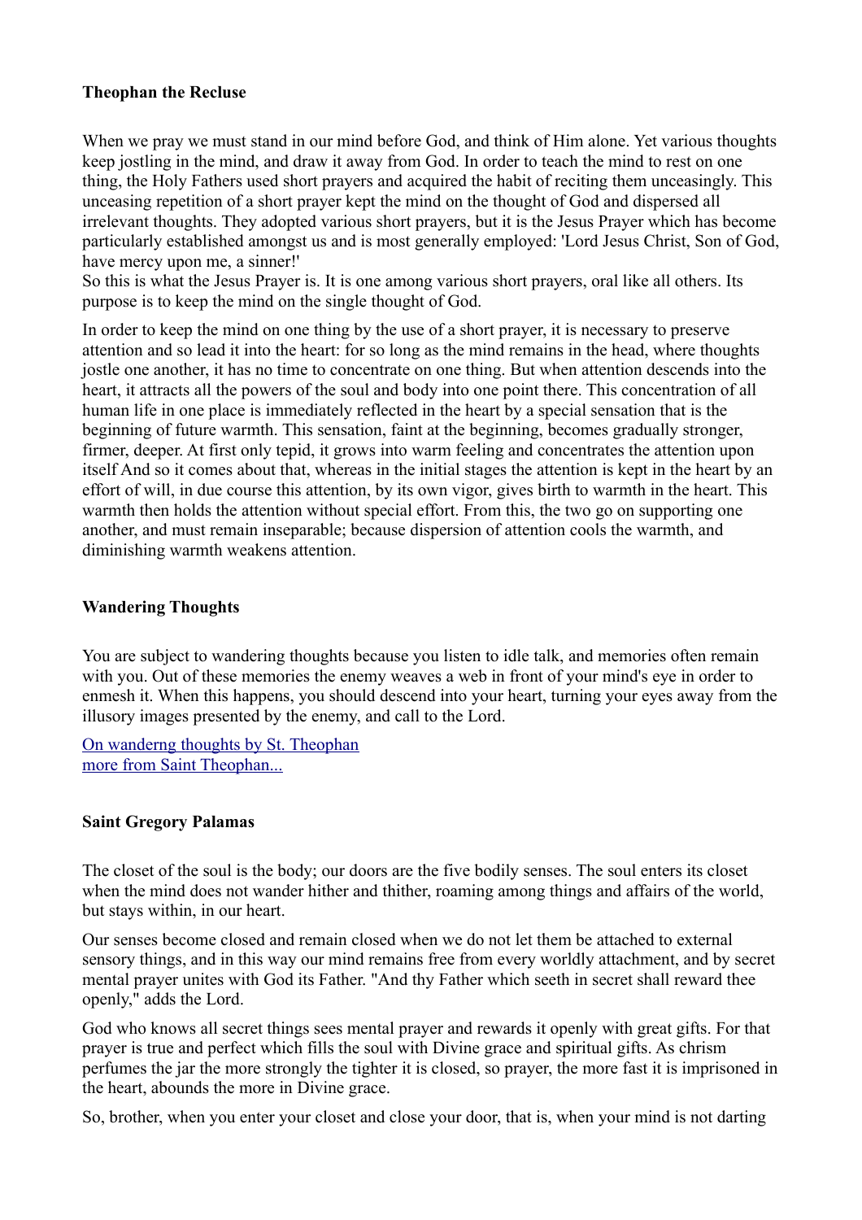**Theophan the Recluse**

When we pray we must stand in our mind before God, and think of Him alone. Yet various thoughts keep jostling in the mind, and draw it away from God. In order to teach the mind to rest on one thing, the Holy Fathers used short prayers and acquired the habit of reciting them unceasingly. This unceasing repetition of a short prayer kept the mind on the thought of God and dispersed all irrelevant thoughts. They adopted various short prayers, but it is the Jesus Prayer which has become particularly established amongst us and is most generally employed: 'Lord Jesus Christ, Son of God, have mercy upon me, a sinner!'
So this is what the Jesus Prayer is. It is one among various short prayers, oral like all others. Its purpose is to keep the mind on the single thought of God.

In order to keep the mind on one thing by the use of a short prayer, it is necessary to preserve attention and so lead it into the heart: for so long as the mind remains in the head, where thoughts jostle one another, it has no time to concentrate on one thing. But when attention descends into the heart, it attracts all the powers of the soul and body into one point there. This concentration of all human life in one place is immediately reflected in the heart by a special sensation that is the beginning of future warmth. This sensation, faint at the beginning, becomes gradually stronger, firmer, deeper. At first only tepid, it grows into warm feeling and concentrates the attention upon itself And so it comes about that, whereas in the initial stages the attention is kept in the heart by an effort of will, in due course this attention, by its own vigor, gives birth to warmth in the heart. This warmth then holds the attention without special effort. From this, the two go on supporting one another, and must remain inseparable; because dispersion of attention cools the warmth, and diminishing warmth weakens attention.

**Wandering Thoughts**

You are subject to wandering thoughts because you listen to idle talk, and memories often remain with you. Out of these memories the enemy weaves a web in front of your mind's eye in order to enmesh it. When this happens, you should descend into your heart, turning your eyes away from the illusory images presented by the enemy, and call to the Lord.

On wanderng thoughts by St. Theophan
more from Saint Theophan...

**Saint Gregory Palamas**

The closet of the soul is the body; our doors are the five bodily senses. The soul enters its closet when the mind does not wander hither and thither, roaming among things and affairs of the world, but stays within, in our heart.

Our senses become closed and remain closed when we do not let them be attached to external sensory things, and in this way our mind remains free from every worldly attachment, and by secret mental prayer unites with God its Father. "And thy Father which seeth in secret shall reward thee openly," adds the Lord.

God who knows all secret things sees mental prayer and rewards it openly with great gifts. For that prayer is true and perfect which fills the soul with Divine grace and spiritual gifts. As chrism perfumes the jar the more strongly the tighter it is closed, so prayer, the more fast it is imprisoned in the heart, abounds the more in Divine grace.

So, brother, when you enter your closet and close your door, that is, when your mind is not darting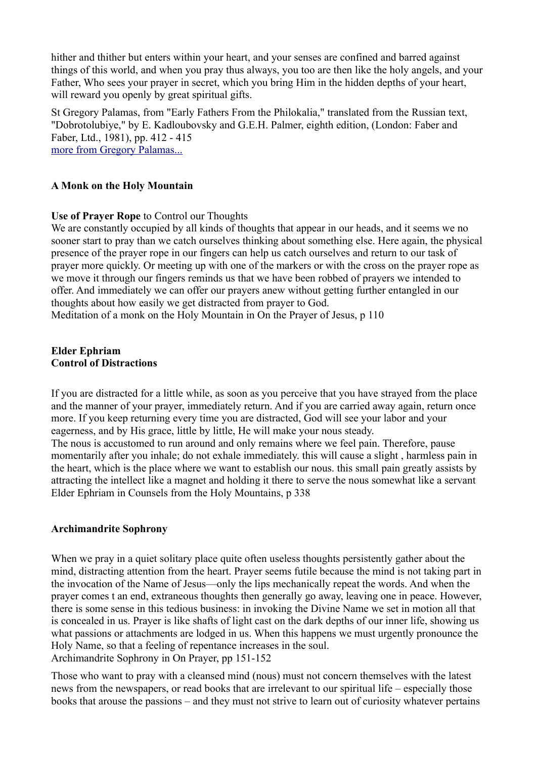hither and thither but enters within your heart, and your senses are confined and barred against things of this world, and when you pray thus always, you too are then like the holy angels, and your Father, Who sees your prayer in secret, which you bring Him in the hidden depths of your heart, will reward you openly by great spiritual gifts.

St Gregory Palamas, from "Early Fathers From the Philokalia," translated from the Russian text, "Dobrotolubiye," by E. Kadloubovsky and G.E.H. Palmer, eighth edition, (London: Faber and Faber, Ltd., 1981), pp. 412 - 415
more from Gregory Palamas...

**A Monk on the Holy Mountain**

**Use of Prayer Rope** to Control our Thoughts
We are constantly occupied by all kinds of thoughts that appear in our heads, and it seems we no sooner start to pray than we catch ourselves thinking about something else. Here again, the physical presence of the prayer rope in our fingers can help us catch ourselves and return to our task of prayer more quickly. Or meeting up with one of the markers or with the cross on the prayer rope as we move it through our fingers reminds us that we have been robbed of prayers we intended to offer. And immediately we can offer our prayers anew without getting further entangled in our thoughts about how easily we get distracted from prayer to God.
Meditation of a monk on the Holy Mountain in On the Prayer of Jesus, p 110

**Elder Ephriam**
**Control of Distractions**

If you are distracted for a little while, as soon as you perceive that you have strayed from the place and the manner of your prayer, immediately return. And if you are carried away again, return once more. If you keep returning every time you are distracted, God will see your labor and your eagerness, and by His grace, little by little, He will make your nous steady.
The nous is accustomed to run around and only remains where we feel pain. Therefore, pause momentarily after you inhale; do not exhale immediately. this will cause a slight , harmless pain in the heart, which is the place where we want to establish our nous. this small pain greatly assists by attracting the intellect like a magnet and holding it there to serve the nous somewhat like a servant
Elder Ephriam in Counsels from the Holy Mountains, p 338

**Archimandrite Sophrony**

When we pray in a quiet solitary place quite often useless thoughts persistently gather about the mind, distracting attention from the heart. Prayer seems futile because the mind is not taking part in the invocation of the Name of Jesus—only the lips mechanically repeat the words. And when the prayer comes t an end, extraneous thoughts then generally go away, leaving one in peace. However, there is some sense in this tedious business: in invoking the Divine Name we set in motion all that is concealed in us. Prayer is like shafts of light cast on the dark depths of our inner life, showing us what passions or attachments are lodged in us. When this happens we must urgently pronounce the Holy Name, so that a feeling of repentance increases in the soul.
Archimandrite Sophrony in On Prayer, pp 151-152

Those who want to pray with a cleansed mind (nous) must not concern themselves with the latest news from the newspapers, or read books that are irrelevant to our spiritual life – especially those books that arouse the passions – and they must not strive to learn out of curiosity whatever pertains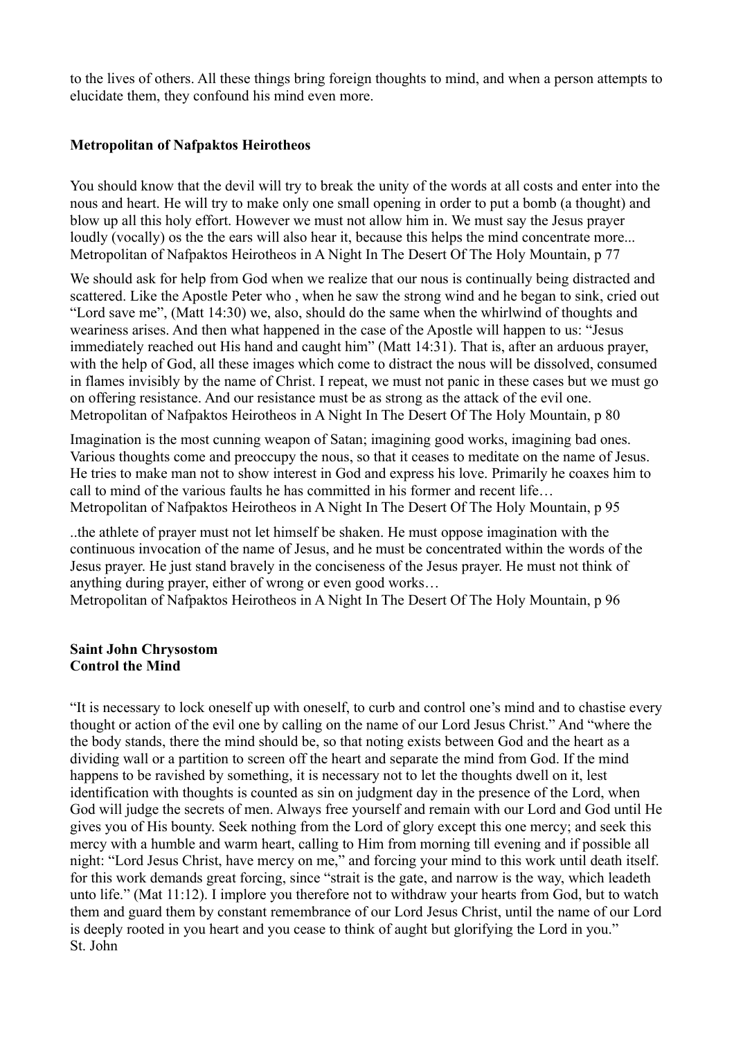to the lives of others. All these things bring foreign thoughts to mind, and when a person attempts to elucidate them, they confound his mind even more.

**Metropolitan of Nafpaktos Heirotheos**

You should know that the devil will try to break the unity of the words at all costs and enter into the nous and heart. He will try to make only one small opening in order to put a bomb (a thought) and blow up all this holy effort. However we must not allow him in. We must say the Jesus prayer loudly (vocally) os the the ears will also hear it, because this helps the mind concentrate more...
Metropolitan of Nafpaktos Heirotheos in A Night In The Desert Of The Holy Mountain, p 77

We should ask for help from God when we realize that our nous is continually being distracted and scattered. Like the Apostle Peter who , when he saw the strong wind and he began to sink, cried out "Lord save me", (Matt 14:30) we, also, should do the same when the whirlwind of thoughts and weariness arises. And then what happened in the case of the Apostle will happen to us: "Jesus immediately reached out His hand and caught him" (Matt 14:31). That is, after an arduous prayer, with the help of God, all these images which come to distract the nous will be dissolved, consumed in flames invisibly by the name of Christ. I repeat, we must not panic in these cases but we must go on offering resistance. And our resistance must be as strong as the attack of the evil one.
Metropolitan of Nafpaktos Heirotheos in A Night In The Desert Of The Holy Mountain, p 80

Imagination is the most cunning weapon of Satan; imagining good works, imagining bad ones. Various thoughts come and preoccupy the nous, so that it ceases to meditate on the name of Jesus. He tries to make man not to show interest in God and express his love. Primarily he coaxes him to call to mind of the various faults he has committed in his former and recent life…
Metropolitan of Nafpaktos Heirotheos in A Night In The Desert Of The Holy Mountain, p 95

..the athlete of prayer must not let himself be shaken. He must oppose imagination with the continuous invocation of the name of Jesus, and he must be concentrated within the words of the Jesus prayer. He just stand bravely in the conciseness of the Jesus prayer. He must not think of anything during prayer, either of wrong or even good works…
Metropolitan of Nafpaktos Heirotheos in A Night In The Desert Of The Holy Mountain, p 96

**Saint John Chrysostom**
**Control the Mind**

"It is necessary to lock oneself up with oneself, to curb and control one's mind and to chastise every thought or action of the evil one by calling on the name of our Lord Jesus Christ." And "where the the body stands, there the mind should be, so that noting exists between God and the heart as a dividing wall or a partition to screen off the heart and separate the mind from God. If the mind happens to be ravished by something, it is necessary not to let the thoughts dwell on it, lest identification with thoughts is counted as sin on judgment day in the presence of the Lord, when God will judge the secrets of men. Always free yourself and remain with our Lord and God until He gives you of His bounty. Seek nothing from the Lord of glory except this one mercy; and seek this mercy with a humble and warm heart, calling to Him from morning till evening and if possible all night: "Lord Jesus Christ, have mercy on me," and forcing your mind to this work until death itself. for this work demands great forcing, since "strait is the gate, and narrow is the way, which leadeth unto life." (Mat 11:12). I implore you therefore not to withdraw your hearts from God, but to watch them and guard them by constant remembrance of our Lord Jesus Christ, until the name of our Lord is deeply rooted in you heart and you cease to think of aught but glorifying the Lord in you."
St. John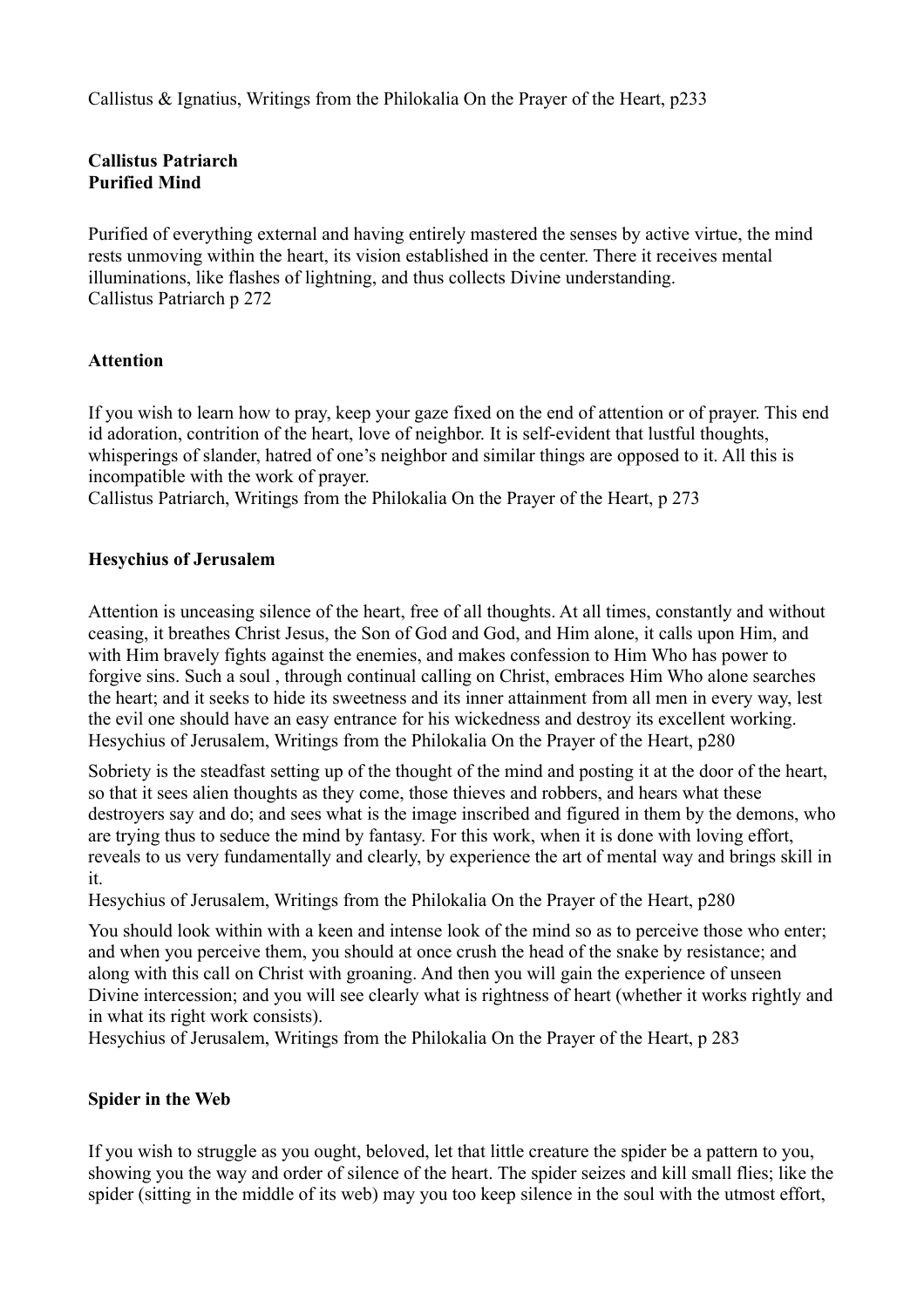Callistus & Ignatius, Writings from the Philokalia On the Prayer of the Heart, p233

**Callistus Patriarch**
**Purified Mind**

Purified of everything external and having entirely mastered the senses by active virtue, the mind rests unmoving within the heart, its vision established in the center. There it receives mental illuminations, like flashes of lightning, and thus collects Divine understanding.
Callistus Patriarch p 272

**Attention**

If you wish to learn how to pray, keep your gaze fixed on the end of attention or of prayer. This end id adoration, contrition of the heart, love of neighbor. It is self-evident that lustful thoughts, whisperings of slander, hatred of one's neighbor and similar things are opposed to it. All this is incompatible with the work of prayer.
Callistus Patriarch, Writings from the Philokalia On the Prayer of the Heart, p 273

**Hesychius of Jerusalem**

Attention is unceasing silence of the heart, free of all thoughts. At all times, constantly and without ceasing, it breathes Christ Jesus, the Son of God and God, and Him alone, it calls upon Him, and with Him bravely fights against the enemies, and makes confession to Him Who has power to forgive sins. Such a soul , through continual calling on Christ, embraces Him Who alone searches the heart; and it seeks to hide its sweetness and its inner attainment from all men in every way, lest the evil one should have an easy entrance for his wickedness and destroy its excellent working.
Hesychius of Jerusalem, Writings from the Philokalia On the Prayer of the Heart, p280

Sobriety is the steadfast setting up of the thought of the mind and posting it at the door of the heart, so that it sees alien thoughts as they come, those thieves and robbers, and hears what these destroyers say and do; and sees what is the image inscribed and figured in them by the demons, who are trying thus to seduce the mind by fantasy. For this work, when it is done with loving effort, reveals to us very fundamentally and clearly, by experience the art of mental way and brings skill in it.
Hesychius of Jerusalem, Writings from the Philokalia On the Prayer of the Heart, p280

You should look within with a keen and intense look of the mind so as to perceive those who enter; and when you perceive them, you should at once crush the head of the snake by resistance; and along with this call on Christ with groaning. And then you will gain the experience of unseen Divine intercession; and you will see clearly what is rightness of heart (whether it works rightly and in what its right work consists).
Hesychius of Jerusalem, Writings from the Philokalia On the Prayer of the Heart, p 283

**Spider in the Web**

If you wish to struggle as you ought, beloved, let that little creature the spider be a pattern to you, showing you the way and order of silence of the heart. The spider seizes and kill small flies; like the spider (sitting in the middle of its web) may you too keep silence in the soul with the utmost effort,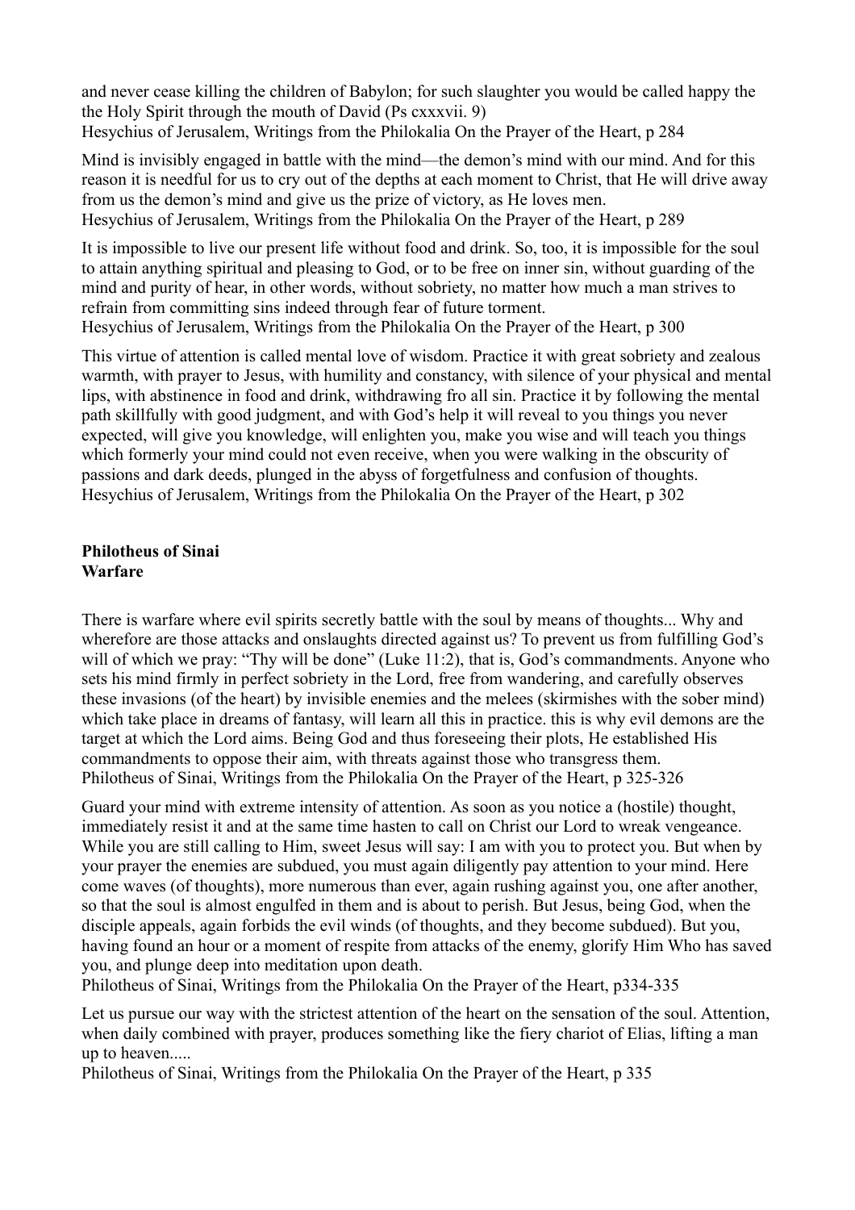and never cease killing the children of Babylon; for such slaughter you would be called happy the the Holy Spirit through the mouth of David (Ps cxxxvii. 9)
Hesychius of Jerusalem, Writings from the Philokalia On the Prayer of the Heart, p 284

Mind is invisibly engaged in battle with the mind—the demon's mind with our mind. And for this reason it is needful for us to cry out of the depths at each moment to Christ, that He will drive away from us the demon's mind and give us the prize of victory, as He loves men.
Hesychius of Jerusalem, Writings from the Philokalia On the Prayer of the Heart, p 289

It is impossible to live our present life without food and drink. So, too, it is impossible for the soul to attain anything spiritual and pleasing to God, or to be free on inner sin, without guarding of the mind and purity of hear, in other words, without sobriety, no matter how much a man strives to refrain from committing sins indeed through fear of future torment.
Hesychius of Jerusalem, Writings from the Philokalia On the Prayer of the Heart, p 300

This virtue of attention is called mental love of wisdom. Practice it with great sobriety and zealous warmth, with prayer to Jesus, with humility and constancy, with silence of your physical and mental lips, with abstinence in food and drink, withdrawing fro all sin. Practice it by following the mental path skillfully with good judgment, and with God's help it will reveal to you things you never expected, will give you knowledge, will enlighten you, make you wise and will teach you things which formerly your mind could not even receive, when you were walking in the obscurity of passions and dark deeds, plunged in the abyss of forgetfulness and confusion of thoughts.
Hesychius of Jerusalem, Writings from the Philokalia On the Prayer of the Heart, p 302

**Philotheus of Sinai**
**Warfare**

There is warfare where evil spirits secretly battle with the soul by means of thoughts... Why and wherefore are those attacks and onslaughts directed against us? To prevent us from fulfilling God's will of which we pray: "Thy will be done" (Luke 11:2), that is, God's commandments. Anyone who sets his mind firmly in perfect sobriety in the Lord, free from wandering, and carefully observes these invasions (of the heart) by invisible enemies and the melees (skirmishes with the sober mind) which take place in dreams of fantasy, will learn all this in practice. this is why evil demons are the target at which the Lord aims. Being God and thus foreseeing their plots, He established His commandments to oppose their aim, with threats against those who transgress them.
Philotheus of Sinai, Writings from the Philokalia On the Prayer of the Heart, p 325-326

Guard your mind with extreme intensity of attention. As soon as you notice a (hostile) thought, immediately resist it and at the same time hasten to call on Christ our Lord to wreak vengeance. While you are still calling to Him, sweet Jesus will say: I am with you to protect you. But when by your prayer the enemies are subdued, you must again diligently pay attention to your mind. Here come waves (of thoughts), more numerous than ever, again rushing against you, one after another, so that the soul is almost engulfed in them and is about to perish. But Jesus, being God, when the disciple appeals, again forbids the evil winds (of thoughts, and they become subdued). But you, having found an hour or a moment of respite from attacks of the enemy, glorify Him Who has saved you, and plunge deep into meditation upon death.
Philotheus of Sinai, Writings from the Philokalia On the Prayer of the Heart, p334-335

Let us pursue our way with the strictest attention of the heart on the sensation of the soul. Attention, when daily combined with prayer, produces something like the fiery chariot of Elias, lifting a man up to heaven.....
Philotheus of Sinai, Writings from the Philokalia On the Prayer of the Heart, p 335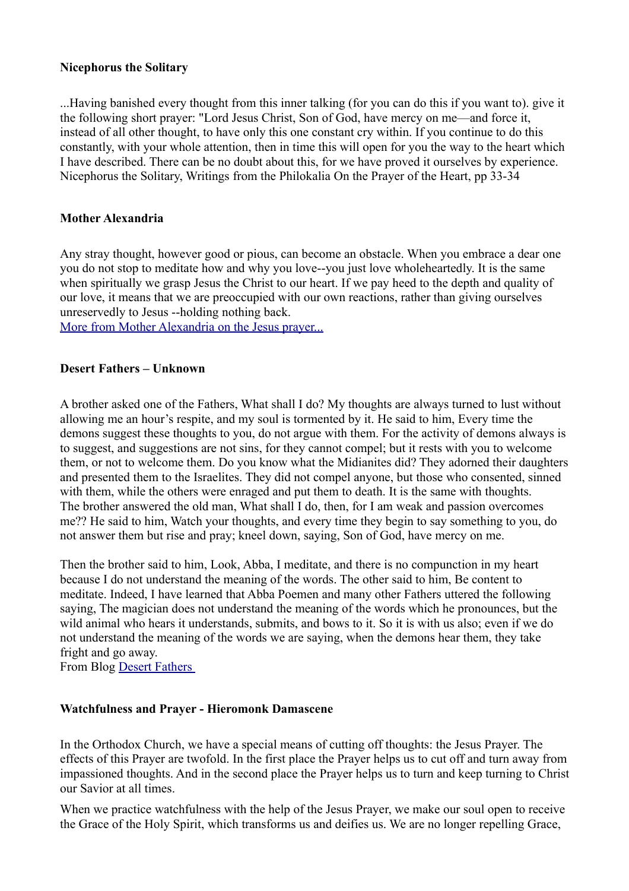**Nicephorus the Solitary**

...Having banished every thought from this inner talking (for you can do this if you want to). give it the following short prayer: "Lord Jesus Christ, Son of God, have mercy on me—and force it, instead of all other thought, to have only this one constant cry within. If you continue to do this constantly, with your whole attention, then in time this will open for you the way to the heart which I have described. There can be no doubt about this, for we have proved it ourselves by experience.
Nicephorus the Solitary, Writings from the Philokalia On the Prayer of the Heart, pp 33-34

**Mother Alexandria**

Any stray thought, however good or pious, can become an obstacle. When you embrace a dear one you do not stop to meditate how and why you love--you just love wholeheartedly. It is the same when spiritually we grasp Jesus the Christ to our heart. If we pay heed to the depth and quality of our love, it means that we are preoccupied with our own reactions, rather than giving ourselves unreservedly to Jesus --holding nothing back.
More from Mother Alexandria on the Jesus prayer...

**Desert Fathers – Unknown**

A brother asked one of the Fathers, What shall I do? My thoughts are always turned to lust without allowing me an hour's respite, and my soul is tormented by it. He said to him, Every time the demons suggest these thoughts to you, do not argue with them. For the activity of demons always is to suggest, and suggestions are not sins, for they cannot compel; but it rests with you to welcome them, or not to welcome them. Do you know what the Midianites did? They adorned their daughters and presented them to the Israelites. They did not compel anyone, but those who consented, sinned with them, while the others were enraged and put them to death. It is the same with thoughts.
The brother answered the old man, What shall I do, then, for I am weak and passion overcomes me?? He said to him, Watch your thoughts, and every time they begin to say something to you, do not answer them but rise and pray; kneel down, saying, Son of God, have mercy on me.

Then the brother said to him, Look, Abba, I meditate, and there is no compunction in my heart because I do not understand the meaning of the words. The other said to him, Be content to meditate. Indeed, I have learned that Abba Poemen and many other Fathers uttered the following saying, The magician does not understand the meaning of the words which he pronounces, but the wild animal who hears it understands, submits, and bows to it. So it is with us also; even if we do not understand the meaning of the words we are saying, when the demons hear them, they take fright and go away.
From Blog Desert Fathers

**Watchfulness and Prayer - Hieromonk Damascene**

In the Orthodox Church, we have a special means of cutting off thoughts: the Jesus Prayer. The effects of this Prayer are twofold. In the first place the Prayer helps us to cut off and turn away from impassioned thoughts. And in the second place the Prayer helps us to turn and keep turning to Christ our Savior at all times.

When we practice watchfulness with the help of the Jesus Prayer, we make our soul open to receive the Grace of the Holy Spirit, which transforms us and deifies us. We are no longer repelling Grace,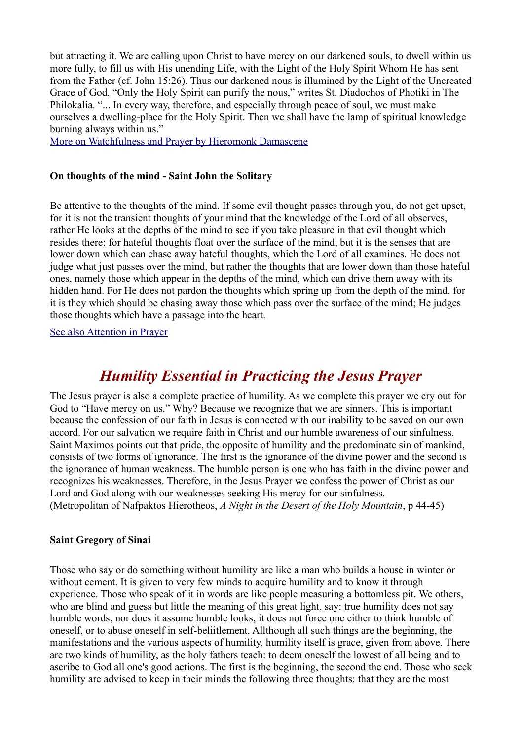but attracting it. We are calling upon Christ to have mercy on our darkened souls, to dwell within us more fully, to fill us with His unending Life, with the Light of the Holy Spirit Whom He has sent from the Father (cf. John 15:26). Thus our darkened nous is illumined by the Light of the Uncreated Grace of God. "Only the Holy Spirit can purify the nous," writes St. Diadochos of Photiki in The Philokalia. "... In every way, therefore, and especially through peace of soul, we must make ourselves a dwelling-place for the Holy Spirit. Then we shall have the lamp of spiritual knowledge burning always within us."

More on Watchfulness and Prayer by Hieromonk Damascene

**On thoughts of the mind - Saint John the Solitary**

Be attentive to the thoughts of the mind. If some evil thought passes through you, do not get upset, for it is not the transient thoughts of your mind that the knowledge of the Lord of all observes, rather He looks at the depths of the mind to see if you take pleasure in that evil thought which resides there; for hateful thoughts float over the surface of the mind, but it is the senses that are lower down which can chase away hateful thoughts, which the Lord of all examines. He does not judge what just passes over the mind, but rather the thoughts that are lower down than those hateful ones, namely those which appear in the depths of the mind, which can drive them away with its hidden hand. For He does not pardon the thoughts which spring up from the depth of the mind, for it is they which should be chasing away those which pass over the surface of the mind; He judges those thoughts which have a passage into the heart.

See also Attention in Prayer

# *Humility Essential in Practicing the Jesus Prayer*

The Jesus prayer is also a complete practice of humility. As we complete this prayer we cry out for God to "Have mercy on us." Why? Because we recognize that we are sinners. This is important because the confession of our faith in Jesus is connected with our inability to be saved on our own accord. For our salvation we require faith in Christ and our humble awareness of our sinfulness. Saint Maximos points out that pride, the opposite of humility and the predominate sin of mankind, consists of two forms of ignorance. The first is the ignorance of the divine power and the second is the ignorance of human weakness. The humble person is one who has faith in the divine power and recognizes his weaknesses. Therefore, in the Jesus Prayer we confess the power of Christ as our Lord and God along with our weaknesses seeking His mercy for our sinfulness.
(Metropolitan of Nafpaktos Hierotheos, *A Night in the Desert of the Holy Mountain*, p 44-45)

**Saint Gregory of Sinai**

Those who say or do something without humility are like a man who builds a house in winter or without cement. It is given to very few minds to acquire humility and to know it through experience. Those who speak of it in words are like people measuring a bottomless pit. We others, who are blind and guess but little the meaning of this great light, say: true humility does not say humble words, nor does it assume humble looks, it does not force one either to think humble of oneself, or to abuse oneself in self-beliitlement. Allthough all such things are the beginning, the manifestations and the various aspects of humility, humility itself is grace, given from above. There are two kinds of humility, as the holy fathers teach: to deem oneself the lowest of all being and to ascribe to God all one's good actions. The first is the beginning, the second the end. Those who seek humility are advised to keep in their minds the following three thoughts: that they are the most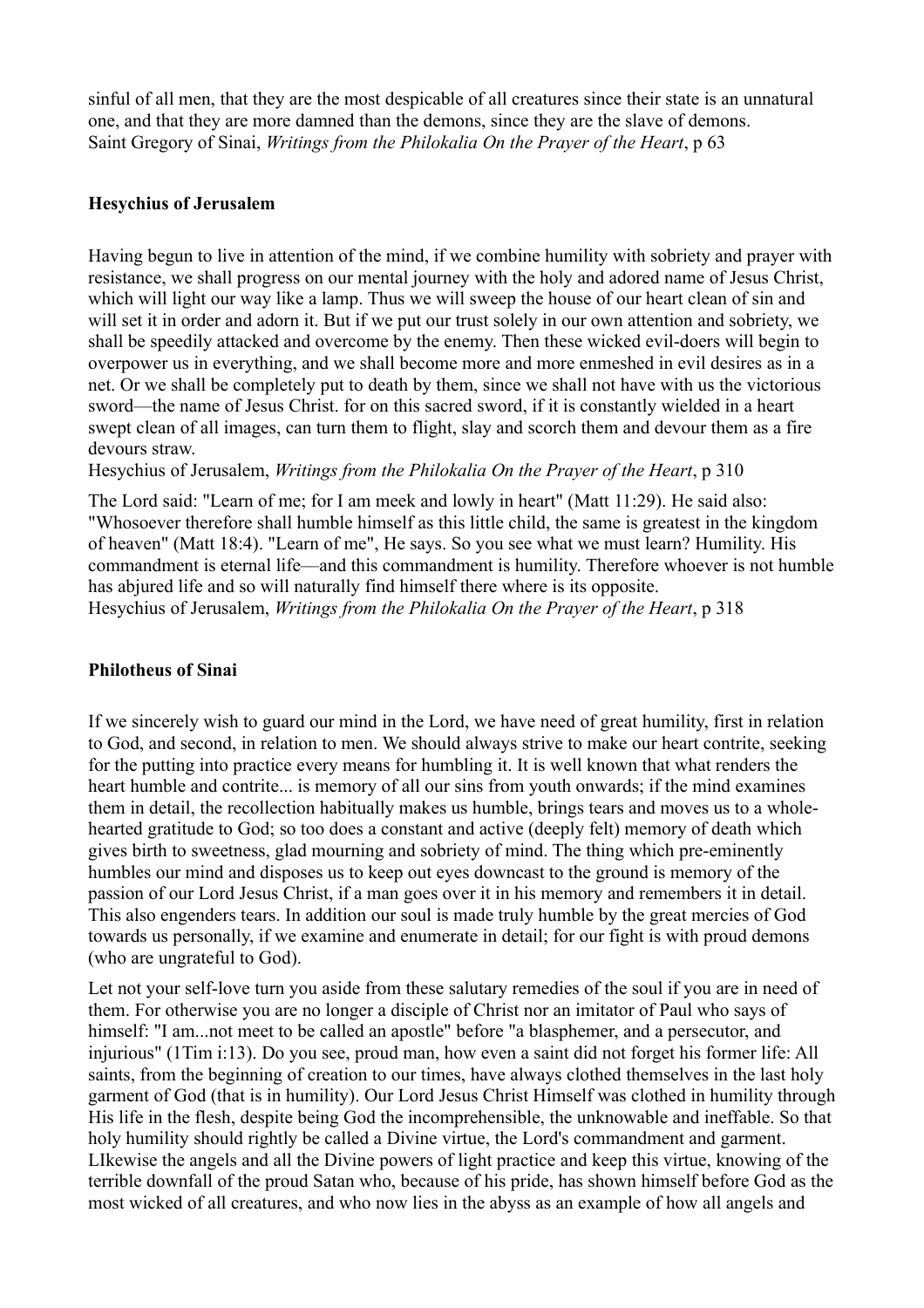sinful of all men, that they are the most despicable of all creatures since their state is an unnatural one, and that they are more damned than the demons, since they are the slave of demons.
Saint Gregory of Sinai, *Writings from the Philokalia On the Prayer of the Heart*, p 63

**Hesychius of Jerusalem**

Having begun to live in attention of the mind, if we combine humility with sobriety and prayer with resistance, we shall progress on our mental journey with the holy and adored name of Jesus Christ, which will light our way like a lamp. Thus we will sweep the house of our heart clean of sin and will set it in order and adorn it. But if we put our trust solely in our own attention and sobriety, we shall be speedily attacked and overcome by the enemy. Then these wicked evil-doers will begin to overpower us in everything, and we shall become more and more enmeshed in evil desires as in a net. Or we shall be completely put to death by them, since we shall not have with us the victorious sword—the name of Jesus Christ. for on this sacred sword, if it is constantly wielded in a heart swept clean of all images, can turn them to flight, slay and scorch them and devour them as a fire devours straw.
Hesychius of Jerusalem, *Writings from the Philokalia On the Prayer of the Heart*, p 310

The Lord said: "Learn of me; for I am meek and lowly in heart" (Matt 11:29). He said also: "Whosoever therefore shall humble himself as this little child, the same is greatest in the kingdom of heaven" (Matt 18:4). "Learn of me", He says. So you see what we must learn? Humility. His commandment is eternal life—and this commandment is humility. Therefore whoever is not humble has abjured life and so will naturally find himself there where is its opposite.
Hesychius of Jerusalem, *Writings from the Philokalia On the Prayer of the Heart*, p 318

**Philotheus of Sinai**

If we sincerely wish to guard our mind in the Lord, we have need of great humility, first in relation to God, and second, in relation to men. We should always strive to make our heart contrite, seeking for the putting into practice every means for humbling it. It is well known that what renders the heart humble and contrite... is memory of all our sins from youth onwards; if the mind examines them in detail, the recollection habitually makes us humble, brings tears and moves us to a whole-hearted gratitude to God; so too does a constant and active (deeply felt) memory of death which gives birth to sweetness, glad mourning and sobriety of mind. The thing which pre-eminently humbles our mind and disposes us to keep out eyes downcast to the ground is memory of the passion of our Lord Jesus Christ, if a man goes over it in his memory and remembers it in detail. This also engenders tears. In addition our soul is made truly humble by the great mercies of God towards us personally, if we examine and enumerate in detail; for our fight is with proud demons (who are ungrateful to God).

Let not your self-love turn you aside from these salutary remedies of the soul if you are in need of them. For otherwise you are no longer a disciple of Christ nor an imitator of Paul who says of himself: "I am...not meet to be called an apostle" before "a blasphemer, and a persecutor, and injurious" (1Tim i:13). Do you see, proud man, how even a saint did not forget his former life: All saints, from the beginning of creation to our times, have always clothed themselves in the last holy garment of God (that is in humility). Our Lord Jesus Christ Himself was clothed in humility through His life in the flesh, despite being God the incomprehensible, the unknowable and ineffable. So that holy humility should rightly be called a Divine virtue, the Lord's commandment and garment. LIkewise the angels and all the Divine powers of light practice and keep this virtue, knowing of the terrible downfall of the proud Satan who, because of his pride, has shown himself before God as the most wicked of all creatures, and who now lies in the abyss as an example of how all angels and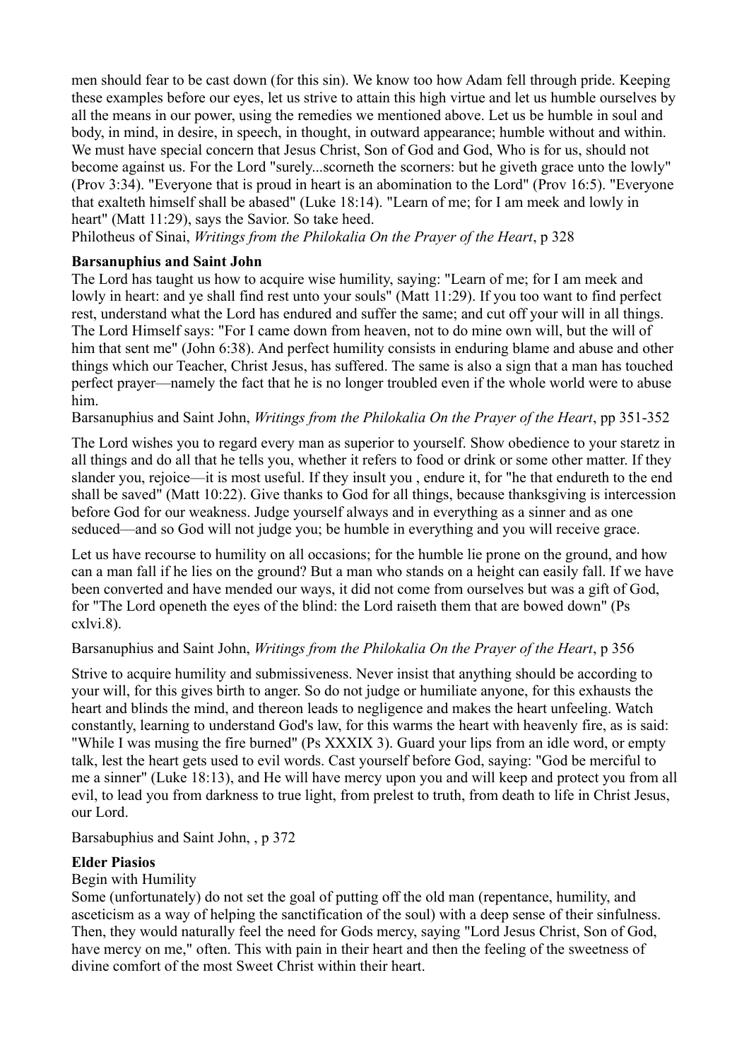men should fear to be cast down (for this sin). We know too how Adam fell through pride. Keeping these examples before our eyes, let us strive to attain this high virtue and let us humble ourselves by all the means in our power, using the remedies we mentioned above. Let us be humble in soul and body, in mind, in desire, in speech, in thought, in outward appearance; humble without and within. We must have special concern that Jesus Christ, Son of God and God, Who is for us, should not become against us. For the Lord "surely...scorneth the scorners: but he giveth grace unto the lowly" (Prov 3:34). "Everyone that is proud in heart is an abomination to the Lord" (Prov 16:5). "Everyone that exalteth himself shall be abased" (Luke 18:14). "Learn of me; for I am meek and lowly in heart" (Matt 11:29), says the Savior. So take heed.
Philotheus of Sinai, *Writings from the Philokalia On the Prayer of the Heart*, p 328

**Barsanuphius and Saint John**
The Lord has taught us how to acquire wise humility, saying: "Learn of me; for I am meek and lowly in heart: and ye shall find rest unto your souls" (Matt 11:29). If you too want to find perfect rest, understand what the Lord has endured and suffer the same; and cut off your will in all things. The Lord Himself says: "For I came down from heaven, not to do mine own will, but the will of him that sent me" (John 6:38). And perfect humility consists in enduring blame and abuse and other things which our Teacher, Christ Jesus, has suffered. The same is also a sign that a man has touched perfect prayer—namely the fact that he is no longer troubled even if the whole world were to abuse him.
Barsanuphius and Saint John, *Writings from the Philokalia On the Prayer of the Heart*, pp 351-352

The Lord wishes you to regard every man as superior to yourself. Show obedience to your staretz in all things and do all that he tells you, whether it refers to food or drink or some other matter. If they slander you, rejoice—it is most useful. If they insult you , endure it, for "he that endureth to the end shall be saved" (Matt 10:22). Give thanks to God for all things, because thanksgiving is intercession before God for our weakness. Judge yourself always and in everything as a sinner and as one seduced—and so God will not judge you; be humble in everything and you will receive grace.

Let us have recourse to humility on all occasions; for the humble lie prone on the ground, and how can a man fall if he lies on the ground? But a man who stands on a height can easily fall. If we have been converted and have mended our ways, it did not come from ourselves but was a gift of God, for "The Lord openeth the eyes of the blind: the Lord raiseth them that are bowed down" (Ps cxlvi.8).

Barsanuphius and Saint John, *Writings from the Philokalia On the Prayer of the Heart*, p 356

Strive to acquire humility and submissiveness. Never insist that anything should be according to your will, for this gives birth to anger. So do not judge or humiliate anyone, for this exhausts the heart and blinds the mind, and thereon leads to negligence and makes the heart unfeeling. Watch constantly, learning to understand God's law, for this warms the heart with heavenly fire, as is said: "While I was musing the fire burned" (Ps XXXIX 3). Guard your lips from an idle word, or empty talk, lest the heart gets used to evil words. Cast yourself before God, saying: "God be merciful to me a sinner" (Luke 18:13), and He will have mercy upon you and will keep and protect you from all evil, to lead you from darkness to true light, from prelest to truth, from death to life in Christ Jesus, our Lord.

Barsabuphius and Saint John, , p 372

**Elder Piasios**
Begin with Humility
Some (unfortunately) do not set the goal of putting off the old man (repentance, humility, and asceticism as a way of helping the sanctification of the soul) with a deep sense of their sinfulness. Then, they would naturally feel the need for Gods mercy, saying "Lord Jesus Christ, Son of God, have mercy on me," often. This with pain in their heart and then the feeling of the sweetness of divine comfort of the most Sweet Christ within their heart.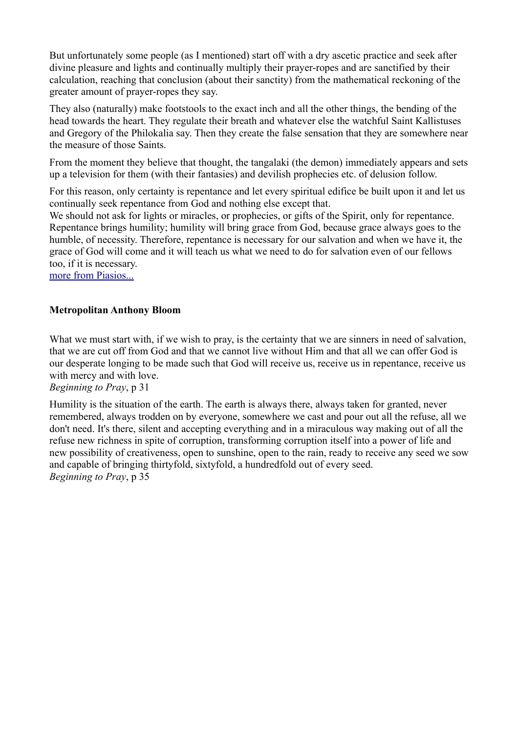But unfortunately some people (as I mentioned) start off with a dry ascetic practice and seek after divine pleasure and lights and continually multiply their prayer-ropes and are sanctified by their calculation, reaching that conclusion (about their sanctity) from the mathematical reckoning of the greater amount of prayer-ropes they say.

They also (naturally) make footstools to the exact inch and all the other things, the bending of the head towards the heart. They regulate their breath and whatever else the watchful Saint Kallistuses and Gregory of the Philokalia say. Then they create the false sensation that they are somewhere near the measure of those Saints.

From the moment they believe that thought, the tangalaki (the demon) immediately appears and sets up a television for them (with their fantasies) and devilish prophecies etc. of delusion follow.

For this reason, only certainty is repentance and let every spiritual edifice be built upon it and let us continually seek repentance from God and nothing else except that.
We should not ask for lights or miracles, or prophecies, or gifts of the Spirit, only for repentance. Repentance brings humility; humility will bring grace from God, because grace always goes to the humble, of necessity. Therefore, repentance is necessary for our salvation and when we have it, the grace of God will come and it will teach us what we need to do for salvation even of our fellows too, if it is necessary.
more from Piasios...

**Metropolitan Anthony Bloom**

What we must start with, if we wish to pray, is the certainty that we are sinners in need of salvation, that we are cut off from God and that we cannot live without Him and that all we can offer God is our desperate longing to be made such that God will receive us, receive us in repentance, receive us with mercy and with love.
*Beginning to Pray*, p 31

Humility is the situation of the earth. The earth is always there, always taken for granted, never remembered, always trodden on by everyone, somewhere we cast and pour out all the refuse, all we don't need. It's there, silent and accepting everything and in a miraculous way making out of all the refuse new richness in spite of corruption, transforming corruption itself into a power of life and new possibility of creativeness, open to sunshine, open to the rain, ready to receive any seed we sow and capable of bringing thirtyfold, sixtyfold, a hundredfold out of every seed.
*Beginning to Pray*, p 35